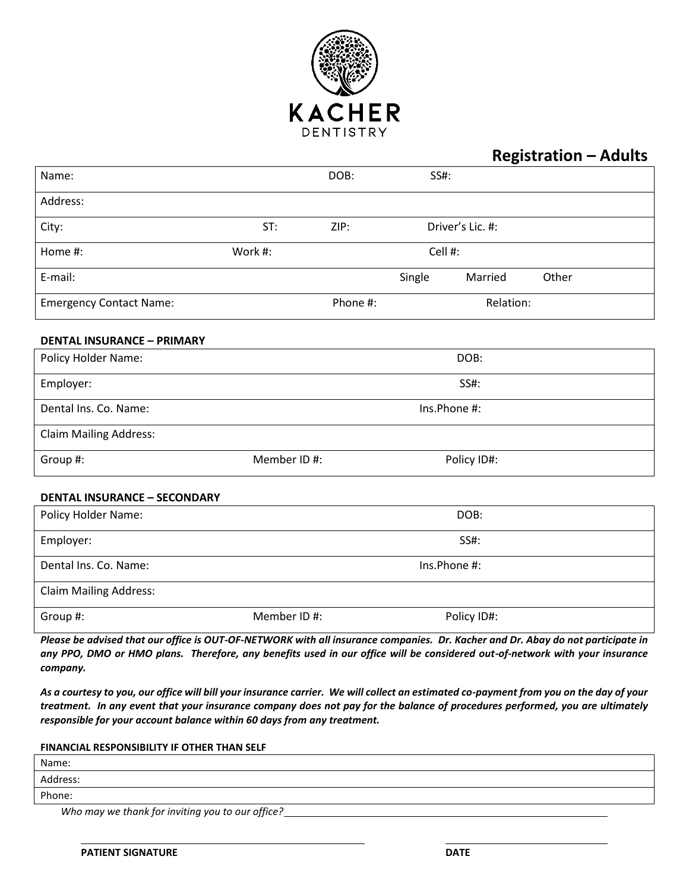KACHER
DENTISTRY

## Registration – Adults

| | | | |
|---|---|---|---|
| Name: | | DOB: | SS#: |
| Address: | | | |
| City: | ST: | ZIP: | Driver's Lic. #: |
| Home #: | Work #: | | Cell #: |
| E-mail: | | | Single Married Other |
| Emergency Contact Name: | | Phone #: | Relation: |

**DENTAL INSURANCE – PRIMARY**

| | | |
|---|---|---|
| Policy Holder Name: | | DOB: |
| Employer: | | SS#: |
| Dental Ins. Co. Name: | | Ins.Phone #: |
| Claim Mailing Address: | | |
| Group #: | Member ID #: | Policy ID#: |

**DENTAL INSURANCE – SECONDARY**

| | | |
|---|---|---|
| Policy Holder Name: | | DOB: |
| Employer: | | SS#: |
| Dental Ins. Co. Name: | | Ins.Phone #: |
| Claim Mailing Address: | | |
| Group #: | Member ID #: | Policy ID#: |

***Please be advised that our office is OUT-OF-NETWORK with all insurance companies. Dr. Kacher and Dr. Abay do not participate in any PPO, DMO or HMO plans. Therefore, any benefits used in our office will be considered out-of-network with your insurance company.***

***As a courtesy to you, our office will bill your insurance carrier. We will collect an estimated co-payment from you on the day of your treatment. In any event that your insurance company does not pay for the balance of procedures performed, you are ultimately responsible for your account balance within 60 days from any treatment.***

**FINANCIAL RESPONSIBILITY IF OTHER THAN SELF**

| |
|---|
| Name: |
| Address: |
| Phone: |

*Who may we thank for inviting you to our office?* ____________________

____________________ ____________________

**PATIENT SIGNATURE** **DATE**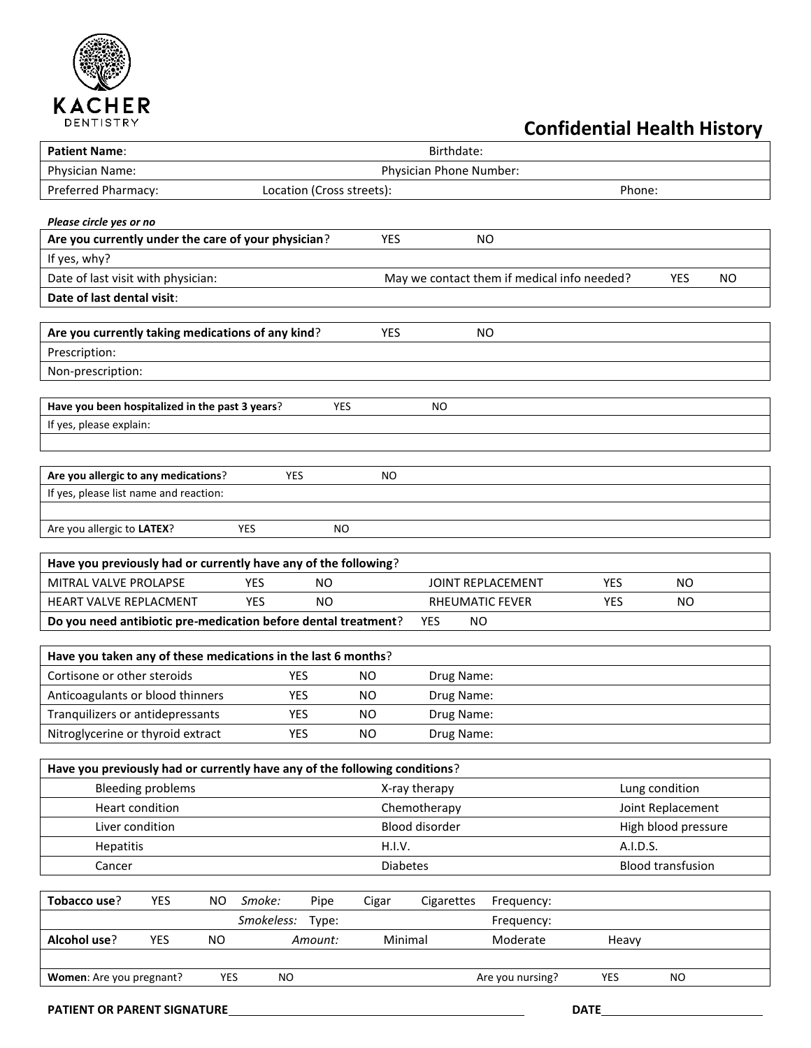KACHER
DENTISTRY

# Confidential Health History

| **Patient Name**: | Birthdate: | |
|---|---|---|
| Physician Name: | Physician Phone Number: | |
| Preferred Pharmacy: | Location (Cross streets): | Phone: |

***Please circle yes or no***

| **Are you currently under the care of your physician**? | YES | NO | | | |
|---|---|---|---|---|---|
| If yes, why? | | | | | |
| Date of last visit with physician: | | May we contact them if medical info needed? | | YES | NO |
| **Date of last dental visit**: | | | | | |

| **Are you currently taking medications of any kind**? | YES | NO |
|---|---|---|
| Prescription: | | |
| Non-prescription: | | |

| **Have you been hospitalized in the past 3 years**? | YES | NO |
|---|---|---|
| If yes, please explain: | | |
| | | |

| **Are you allergic to any medications**? | YES | NO |
|---|---|---|
| If yes, please list name and reaction: | | |
| | | |
| Are you allergic to **LATEX**? | YES | NO |

| **Have you previously had or currently have any of the following**? | | | | | |
|---|---|---|---|---|---|
| MITRAL VALVE PROLAPSE | YES | NO | JOINT REPLACEMENT | YES | NO |
| HEART VALVE REPLACMENT | YES | NO | RHEUMATIC FEVER | YES | NO |
| **Do you need antibiotic pre-medication before dental treatment**? | YES | NO | | | |

| **Have you taken any of these medications in the last 6 months**? | | | |
|---|---|---|---|
| Cortisone or other steroids | YES | NO | Drug Name: |
| Anticoagulants or blood thinners | YES | NO | Drug Name: |
| Tranquilizers or antidepressants | YES | NO | Drug Name: |
| Nitroglycerine or thyroid extract | YES | NO | Drug Name: |

| **Have you previously had or currently have any of the following conditions**? | | |
|---|---|---|
| Bleeding problems | X-ray therapy | Lung condition |
| Heart condition | Chemotherapy | Joint Replacement |
| Liver condition | Blood disorder | High blood pressure |
| Hepatitis | H.I.V. | A.I.D.S. |
| Cancer | Diabetes | Blood transfusion |

| **Tobacco use**? | YES | NO | *Smoke:* | Pipe | Cigar | Cigarettes | Frequency: | |
|---|---|---|---|---|---|---|---|---|
| | | | *Smokeless:* | Type: | | | Frequency: | |
| **Alcohol use**? | YES | NO | | *Amount:* | Minimal | | Moderate | Heavy |
| | | | | | | | | |
| **Women**: Are you pregnant? | YES | NO | | | | Are you nursing? | YES | NO |

**PATIENT OR PARENT SIGNATURE**_______________________________________ **DATE**______________________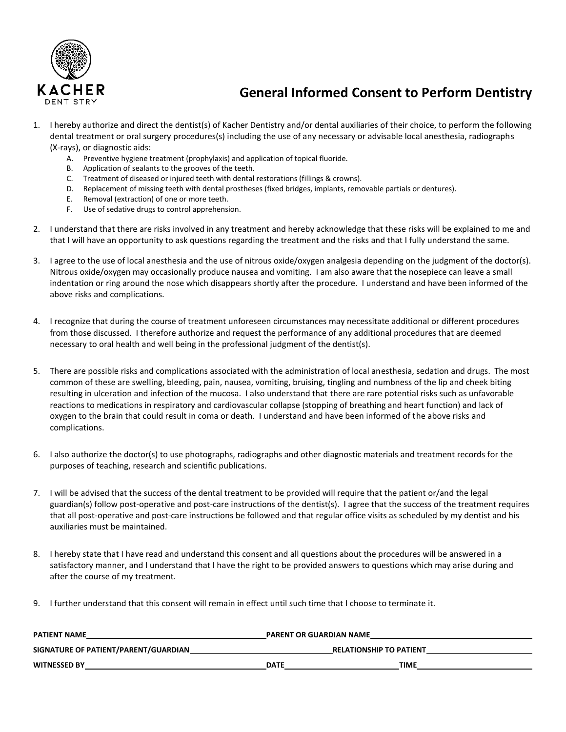KACHER DENTISTRY

# General Informed Consent to Perform Dentistry

1. I hereby authorize and direct the dentist(s) of Kacher Dentistry and/or dental auxiliaries of their choice, to perform the following dental treatment or oral surgery procedures(s) including the use of any necessary or advisable local anesthesia, radiographs (X-rays), or diagnostic aids:
   - A. Preventive hygiene treatment (prophylaxis) and application of topical fluoride.
   - B. Application of sealants to the grooves of the teeth.
   - C. Treatment of diseased or injured teeth with dental restorations (fillings & crowns).
   - D. Replacement of missing teeth with dental prostheses (fixed bridges, implants, removable partials or dentures).
   - E. Removal (extraction) of one or more teeth.
   - F. Use of sedative drugs to control apprehension.

2. I understand that there are risks involved in any treatment and hereby acknowledge that these risks will be explained to me and that I will have an opportunity to ask questions regarding the treatment and the risks and that I fully understand the same.

3. I agree to the use of local anesthesia and the use of nitrous oxide/oxygen analgesia depending on the judgment of the doctor(s). Nitrous oxide/oxygen may occasionally produce nausea and vomiting. I am also aware that the nosepiece can leave a small indentation or ring around the nose which disappears shortly after the procedure. I understand and have been informed of the above risks and complications.

4. I recognize that during the course of treatment unforeseen circumstances may necessitate additional or different procedures from those discussed. I therefore authorize and request the performance of any additional procedures that are deemed necessary to oral health and well being in the professional judgment of the dentist(s).

5. There are possible risks and complications associated with the administration of local anesthesia, sedation and drugs. The most common of these are swelling, bleeding, pain, nausea, vomiting, bruising, tingling and numbness of the lip and cheek biting resulting in ulceration and infection of the mucosa. I also understand that there are rare potential risks such as unfavorable reactions to medications in respiratory and cardiovascular collapse (stopping of breathing and heart function) and lack of oxygen to the brain that could result in coma or death. I understand and have been informed of the above risks and complications.

6. I also authorize the doctor(s) to use photographs, radiographs and other diagnostic materials and treatment records for the purposes of teaching, research and scientific publications.

7. I will be advised that the success of the dental treatment to be provided will require that the patient or/and the legal guardian(s) follow post-operative and post-care instructions of the dentist(s). I agree that the success of the treatment requires that all post-operative and post-care instructions be followed and that regular office visits as scheduled by my dentist and his auxiliaries must be maintained.

8. I hereby state that I have read and understand this consent and all questions about the procedures will be answered in a satisfactory manner, and I understand that I have the right to be provided answers to questions which may arise during and after the course of my treatment.

9. I further understand that this consent will remain in effect until such time that I choose to terminate it.

**PATIENT NAME**\_\_\_\_\_\_\_\_\_\_\_\_\_\_\_\_\_\_\_\_ **PARENT OR GUARDIAN NAME**\_\_\_\_\_\_\_\_\_\_\_\_\_\_\_\_\_\_\_\_

**SIGNATURE OF PATIENT/PARENT/GUARDIAN**\_\_\_\_\_\_\_\_\_\_\_\_\_\_\_\_\_\_\_\_ **RELATIONSHIP TO PATIENT**\_\_\_\_\_\_\_\_\_\_\_\_\_\_\_\_\_\_\_\_

**WITNESSED BY**\_\_\_\_\_\_\_\_\_\_\_\_\_\_\_\_\_\_\_\_ **DATE**\_\_\_\_\_\_\_\_\_\_\_\_\_\_\_\_\_\_\_\_ **TIME**\_\_\_\_\_\_\_\_\_\_\_\_\_\_\_\_\_\_\_\_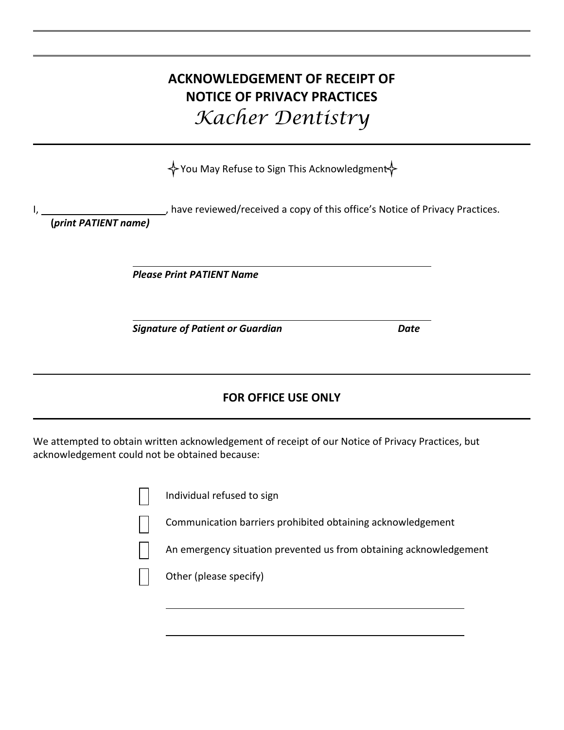# ACKNOWLEDGEMENT OF RECEIPT OF NOTICE OF PRIVACY PRACTICES

## *Kacher Dentistry*

✧You May Refuse to Sign This Acknowledgment✧

I, ______________________, have reviewed/received a copy of this office's Notice of Privacy Practices.
**(*print PATIENT name)***

_______________________________________________
***Please Print PATIENT Name***

_______________________________________________
***Signature of Patient or Guardian*** ***Date***

---

## FOR OFFICE USE ONLY

---

We attempted to obtain written acknowledgement of receipt of our Notice of Privacy Practices, but acknowledgement could not be obtained because:

- ☐ Individual refused to sign
- ☐ Communication barriers prohibited obtaining acknowledgement
- ☐ An emergency situation prevented us from obtaining acknowledgement
- ☐ Other (please specify)

_______________________________________________

_______________________________________________